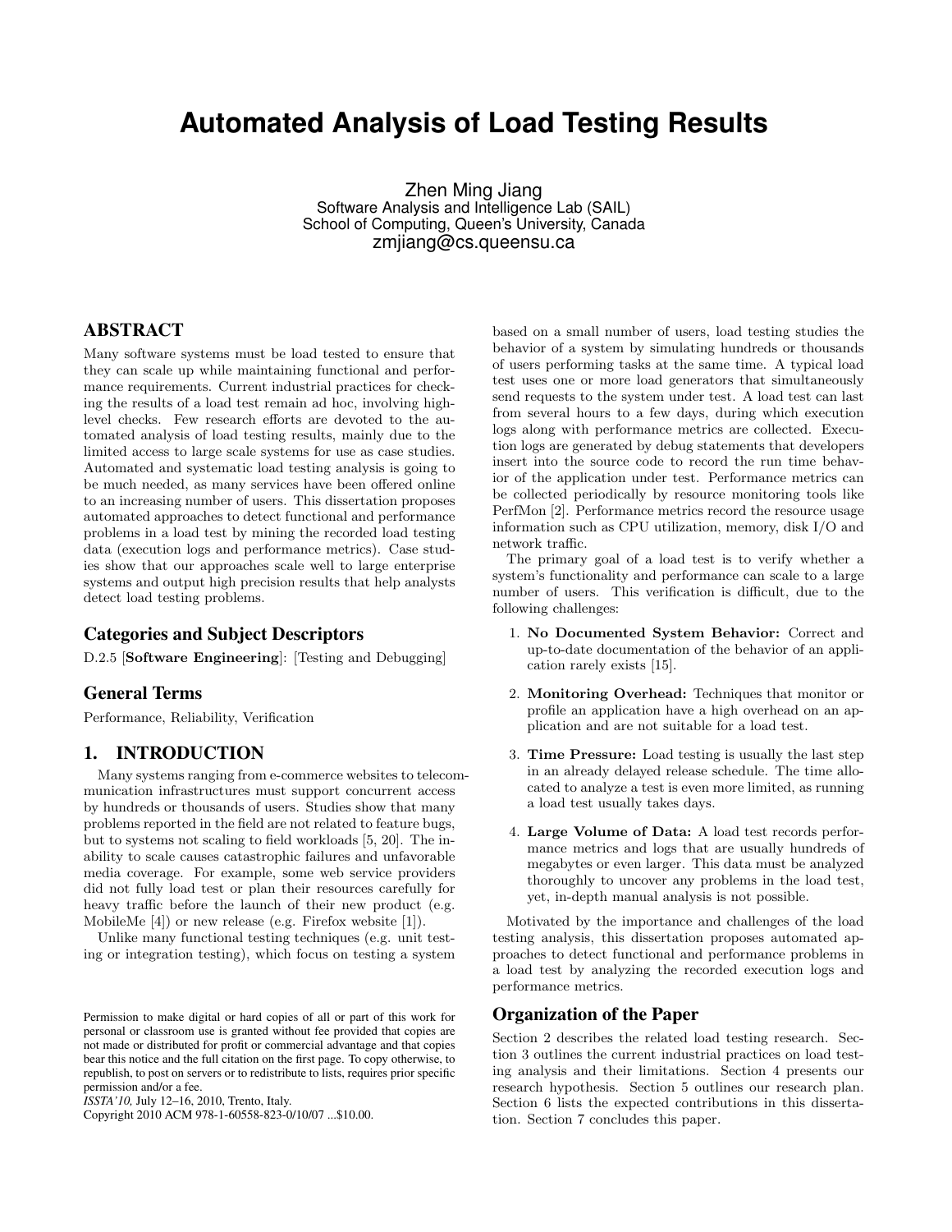# Automated Analysis of Load Testing Results

Zhen Ming Jiang
Software Analysis and Intelligence Lab (SAIL)
School of Computing, Queen's University, Canada
zmjiang@cs.queensu.ca

## ABSTRACT

Many software systems must be load tested to ensure that they can scale up while maintaining functional and performance requirements. Current industrial practices for checking the results of a load test remain ad hoc, involving high-level checks. Few research efforts are devoted to the automated analysis of load testing results, mainly due to the limited access to large scale systems for use as case studies. Automated and systematic load testing analysis is going to be much needed, as many services have been offered online to an increasing number of users. This dissertation proposes automated approaches to detect functional and performance problems in a load test by mining the recorded load testing data (execution logs and performance metrics). Case studies show that our approaches scale well to large enterprise systems and output high precision results that help analysts detect load testing problems.

## Categories and Subject Descriptors

D.2.5 [**Software Engineering**]: [Testing and Debugging]

## General Terms

Performance, Reliability, Verification

## 1. INTRODUCTION

Many systems ranging from e-commerce websites to telecommunication infrastructures must support concurrent access by hundreds or thousands of users. Studies show that many problems reported in the field are not related to feature bugs, but to systems not scaling to field workloads [5, 20]. The inability to scale causes catastrophic failures and unfavorable media coverage. For example, some web service providers did not fully load test or plan their resources carefully for heavy traffic before the launch of their new product (e.g. MobileMe [4]) or new release (e.g. Firefox website [1]).

Unlike many functional testing techniques (e.g. unit testing or integration testing), which focus on testing a system based on a small number of users, load testing studies the behavior of a system by simulating hundreds or thousands of users performing tasks at the same time. A typical load test uses one or more load generators that simultaneously send requests to the system under test. A load test can last from several hours to a few days, during which execution logs along with performance metrics are collected. Execution logs are generated by debug statements that developers insert into the source code to record the run time behavior of the application under test. Performance metrics can be collected periodically by resource monitoring tools like PerfMon [2]. Performance metrics record the resource usage information such as CPU utilization, memory, disk I/O and network traffic.

The primary goal of a load test is to verify whether a system's functionality and performance can scale to a large number of users. This verification is difficult, due to the following challenges:

1. **No Documented System Behavior:** Correct and up-to-date documentation of the behavior of an application rarely exists [15].
2. **Monitoring Overhead:** Techniques that monitor or profile an application have a high overhead on an application and are not suitable for a load test.
3. **Time Pressure:** Load testing is usually the last step in an already delayed release schedule. The time allocated to analyze a test is even more limited, as running a load test usually takes days.
4. **Large Volume of Data:** A load test records performance metrics and logs that are usually hundreds of megabytes or even larger. This data must be analyzed thoroughly to uncover any problems in the load test, yet, in-depth manual analysis is not possible.

Motivated by the importance and challenges of the load testing analysis, this dissertation proposes automated approaches to detect functional and performance problems in a load test by analyzing the recorded execution logs and performance metrics.

## Organization of the Paper

Section 2 describes the related load testing research. Section 3 outlines the current industrial practices on load testing analysis and their limitations. Section 4 presents our research hypothesis. Section 5 outlines our research plan. Section 6 lists the expected contributions in this dissertation. Section 7 concludes this paper.

Permission to make digital or hard copies of all or part of this work for personal or classroom use is granted without fee provided that copies are not made or distributed for profit or commercial advantage and that copies bear this notice and the full citation on the first page. To copy otherwise, to republish, to post on servers or to redistribute to lists, requires prior specific permission and/or a fee.
*ISSTA'10,* July 12–16, 2010, Trento, Italy.
Copyright 2010 ACM 978-1-60558-823-0/10/07 ...$10.00.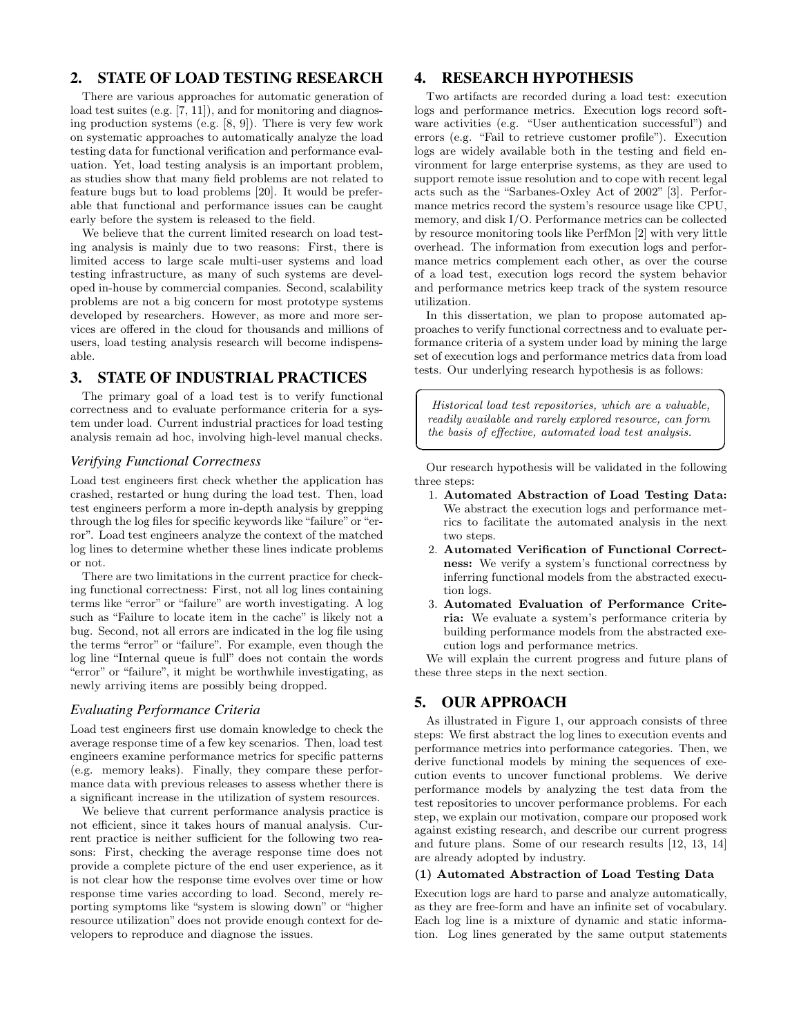## 2. STATE OF LOAD TESTING RESEARCH

There are various approaches for automatic generation of load test suites (e.g. [7, 11]), and for monitoring and diagnosing production systems (e.g. [8, 9]). There is very few work on systematic approaches to automatically analyze the load testing data for functional verification and performance evaluation. Yet, load testing analysis is an important problem, as studies show that many field problems are not related to feature bugs but to load problems [20]. It would be preferable that functional and performance issues can be caught early before the system is released to the field.

We believe that the current limited research on load testing analysis is mainly due to two reasons: First, there is limited access to large scale multi-user systems and load testing infrastructure, as many of such systems are developed in-house by commercial companies. Second, scalability problems are not a big concern for most prototype systems developed by researchers. However, as more and more services are offered in the cloud for thousands and millions of users, load testing analysis research will become indispensable.

## 3. STATE OF INDUSTRIAL PRACTICES

The primary goal of a load test is to verify functional correctness and to evaluate performance criteria for a system under load. Current industrial practices for load testing analysis remain ad hoc, involving high-level manual checks.

### *Verifying Functional Correctness*

Load test engineers first check whether the application has crashed, restarted or hung during the load test. Then, load test engineers perform a more in-depth analysis by grepping through the log files for specific keywords like "failure" or "error". Load test engineers analyze the context of the matched log lines to determine whether these lines indicate problems or not.

There are two limitations in the current practice for checking functional correctness: First, not all log lines containing terms like "error" or "failure" are worth investigating. A log such as "Failure to locate item in the cache" is likely not a bug. Second, not all errors are indicated in the log file using the terms "error" or "failure". For example, even though the log line "Internal queue is full" does not contain the words "error" or "failure", it might be worthwhile investigating, as newly arriving items are possibly being dropped.

### *Evaluating Performance Criteria*

Load test engineers first use domain knowledge to check the average response time of a few key scenarios. Then, load test engineers examine performance metrics for specific patterns (e.g. memory leaks). Finally, they compare these performance data with previous releases to assess whether there is a significant increase in the utilization of system resources.

We believe that current performance analysis practice is not efficient, since it takes hours of manual analysis. Current practice is neither sufficient for the following two reasons: First, checking the average response time does not provide a complete picture of the end user experience, as it is not clear how the response time evolves over time or how response time varies according to load. Second, merely reporting symptoms like "system is slowing down" or "higher resource utilization" does not provide enough context for developers to reproduce and diagnose the issues.

## 4. RESEARCH HYPOTHESIS

Two artifacts are recorded during a load test: execution logs and performance metrics. Execution logs record software activities (e.g. "User authentication successful") and errors (e.g. "Fail to retrieve customer profile"). Execution logs are widely available both in the testing and field environment for large enterprise systems, as they are used to support remote issue resolution and to cope with recent legal acts such as the "Sarbanes-Oxley Act of 2002" [3]. Performance metrics record the system's resource usage like CPU, memory, and disk I/O. Performance metrics can be collected by resource monitoring tools like PerfMon [2] with very little overhead. The information from execution logs and performance metrics complement each other, as over the course of a load test, execution logs record the system behavior and performance metrics keep track of the system resource utilization.

In this dissertation, we plan to propose automated approaches to verify functional correctness and to evaluate performance criteria of a system under load by mining the large set of execution logs and performance metrics data from load tests. Our underlying research hypothesis is as follows:

> *Historical load test repositories, which are a valuable, readily available and rarely explored resource, can form the basis of effective, automated load test analysis.*

Our research hypothesis will be validated in the following three steps:

1. **Automated Abstraction of Load Testing Data:** We abstract the execution logs and performance metrics to facilitate the automated analysis in the next two steps.
2. **Automated Verification of Functional Correctness:** We verify a system's functional correctness by inferring functional models from the abstracted execution logs.
3. **Automated Evaluation of Performance Criteria:** We evaluate a system's performance criteria by building performance models from the abstracted execution logs and performance metrics.

We will explain the current progress and future plans of these three steps in the next section.

## 5. OUR APPROACH

As illustrated in Figure 1, our approach consists of three steps: We first abstract the log lines to execution events and performance metrics into performance categories. Then, we derive functional models by mining the sequences of execution events to uncover functional problems. We derive performance models by analyzing the test data from the test repositories to uncover performance problems. For each step, we explain our motivation, compare our proposed work against existing research, and describe our current progress and future plans. Some of our research results [12, 13, 14] are already adopted by industry.

**(1) Automated Abstraction of Load Testing Data**

Execution logs are hard to parse and analyze automatically, as they are free-form and have an infinite set of vocabulary. Each log line is a mixture of dynamic and static information. Log lines generated by the same output statements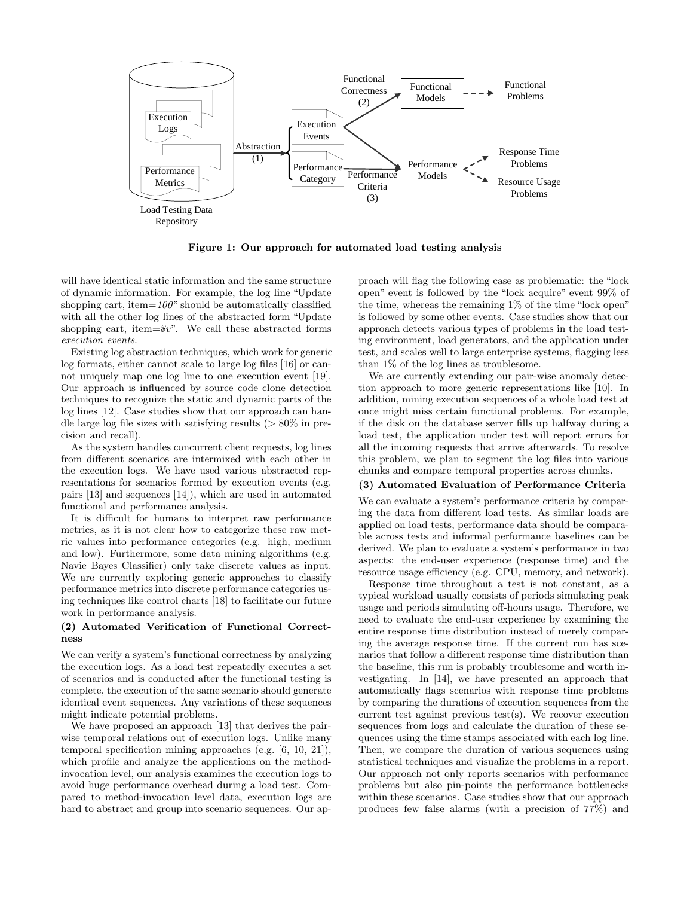Figure 1: Our approach for automated load testing analysis

will have identical static information and the same structure of dynamic information. For example, the log line "Update shopping cart, item=*100*" should be automatically classified with all the other log lines of the abstracted form "Update shopping cart, item=*$v*". We call these abstracted forms *execution events*.

Existing log abstraction techniques, which work for generic log formats, either cannot scale to large log files [16] or cannot uniquely map one log line to one execution event [19]. Our approach is influenced by source code clone detection techniques to recognize the static and dynamic parts of the log lines [12]. Case studies show that our approach can handle large log file sizes with satisfying results (> 80% in precision and recall).

As the system handles concurrent client requests, log lines from different scenarios are intermixed with each other in the execution logs. We have used various abstracted representations for scenarios formed by execution events (e.g. pairs [13] and sequences [14]), which are used in automated functional and performance analysis.

It is difficult for humans to interpret raw performance metrics, as it is not clear how to categorize these raw metric values into performance categories (e.g. high, medium and low). Furthermore, some data mining algorithms (e.g. Navie Bayes Classifier) only take discrete values as input. We are currently exploring generic approaches to classify performance metrics into discrete performance categories using techniques like control charts [18] to facilitate our future work in performance analysis.

**(2) Automated Verification of Functional Correctness**

We can verify a system's functional correctness by analyzing the execution logs. As a load test repeatedly executes a set of scenarios and is conducted after the functional testing is complete, the execution of the same scenario should generate identical event sequences. Any variations of these sequences might indicate potential problems.

We have proposed an approach [13] that derives the pairwise temporal relations out of execution logs. Unlike many temporal specification mining approaches (e.g. [6, 10, 21]), which profile and analyze the applications on the method-invocation level, our analysis examines the execution logs to avoid huge performance overhead during a load test. Compared to method-invocation level data, execution logs are hard to abstract and group into scenario sequences. Our approach will flag the following case as problematic: the "lock open" event is followed by the "lock acquire" event 99% of the time, whereas the remaining 1% of the time "lock open" is followed by some other events. Case studies show that our approach detects various types of problems in the load testing environment, load generators, and the application under test, and scales well to large enterprise systems, flagging less than 1% of the log lines as troublesome.

We are currently extending our pair-wise anomaly detection approach to more generic representations like [10]. In addition, mining execution sequences of a whole load test at once might miss certain functional problems. For example, if the disk on the database server fills up halfway during a load test, the application under test will report errors for all the incoming requests that arrive afterwards. To resolve this problem, we plan to segment the log files into various chunks and compare temporal properties across chunks.

**(3) Automated Evaluation of Performance Criteria**

We can evaluate a system's performance criteria by comparing the data from different load tests. As similar loads are applied on load tests, performance data should be comparable across tests and informal performance baselines can be derived. We plan to evaluate a system's performance in two aspects: the end-user experience (response time) and the resource usage efficiency (e.g. CPU, memory, and network).

Response time throughout a test is not constant, as a typical workload usually consists of periods simulating peak usage and periods simulating off-hours usage. Therefore, we need to evaluate the end-user experience by examining the entire response time distribution instead of merely comparing the average response time. If the current run has scenarios that follow a different response time distribution than the baseline, this run is probably troublesome and worth investigating. In [14], we have presented an approach that automatically flags scenarios with response time problems by comparing the durations of execution sequences from the current test against previous test(s). We recover execution sequences from logs and calculate the duration of these sequences using the time stamps associated with each log line. Then, we compare the duration of various sequences using statistical techniques and visualize the problems in a report. Our approach not only reports scenarios with performance problems but also pin-points the performance bottlenecks within these scenarios. Case studies show that our approach produces few false alarms (with a precision of 77%) and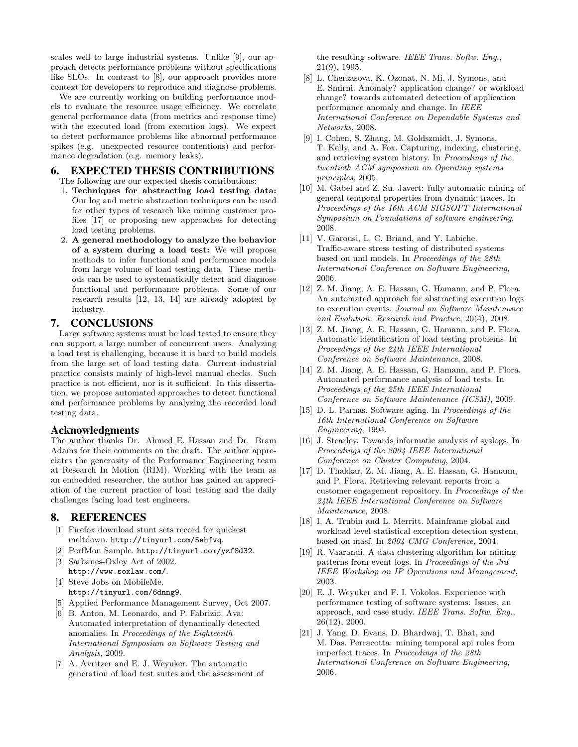scales well to large industrial systems. Unlike [9], our approach detects performance problems without specifications like SLOs. In contrast to [8], our approach provides more context for developers to reproduce and diagnose problems.

We are currently working on building performance models to evaluate the resource usage efficiency. We correlate general performance data (from metrics and response time) with the executed load (from execution logs). We expect to detect performance problems like abnormal performance spikes (e.g. unexpected resource contentions) and performance degradation (e.g. memory leaks).

## 6. EXPECTED THESIS CONTRIBUTIONS

The following are our expected thesis contributions:

1. **Techniques for abstracting load testing data:** Our log and metric abstraction techniques can be used for other types of research like mining customer profiles [17] or proposing new approaches for detecting load testing problems.
2. **A general methodology to analyze the behavior of a system during a load test:** We will propose methods to infer functional and performance models from large volume of load testing data. These methods can be used to systematically detect and diagnose functional and performance problems. Some of our research results [12, 13, 14] are already adopted by industry.

## 7. CONCLUSIONS

Large software systems must be load tested to ensure they can support a large number of concurrent users. Analyzing a load test is challenging, because it is hard to build models from the large set of load testing data. Current industrial practice consists mainly of high-level manual checks. Such practice is not efficient, nor is it sufficient. In this dissertation, we propose automated approaches to detect functional and performance problems by analyzing the recorded load testing data.

### Acknowledgments

The author thanks Dr. Ahmed E. Hassan and Dr. Bram Adams for their comments on the draft. The author appreciates the generosity of the Performance Engineering team at Research In Motion (RIM). Working with the team as an embedded researcher, the author has gained an appreciation of the current practice of load testing and the daily challenges facing load test engineers.

## 8. REFERENCES

[1] Firefox download stunt sets record for quickest meltdown. http://tinyurl.com/5ehfvq.

[2] PerfMon Sample. http://tinyurl.com/yzf8d32.

[3] Sarbanes-Oxley Act of 2002. http://www.soxlaw.com/.

[4] Steve Jobs on MobileMe. http://tinyurl.com/6dnng9.

[5] Applied Performance Management Survey, Oct 2007.

[6] B. Anton, M. Leonardo, and P. Fabrizio. Ava: Automated interpretation of dynamically detected anomalies. In *Proceedings of the Eighteenth International Symposium on Software Testing and Analysis*, 2009.

[7] A. Avritzer and E. J. Weyuker. The automatic generation of load test suites and the assessment of the resulting software. *IEEE Trans. Softw. Eng.*, 21(9), 1995.

[8] L. Cherkasova, K. Ozonat, N. Mi, J. Symons, and E. Smirni. Anomaly? application change? or workload change? towards automated detection of application performance anomaly and change. In *IEEE International Conference on Dependable Systems and Networks*, 2008.

[9] I. Cohen, S. Zhang, M. Goldszmidt, J. Symons, T. Kelly, and A. Fox. Capturing, indexing, clustering, and retrieving system history. In *Proceedings of the twentieth ACM symposium on Operating systems principles*, 2005.

[10] M. Gabel and Z. Su. Javert: fully automatic mining of general temporal properties from dynamic traces. In *Proceedings of the 16th ACM SIGSOFT International Symposium on Foundations of software engineering*, 2008.

[11] V. Garousi, L. C. Briand, and Y. Labiche. Traffic-aware stress testing of distributed systems based on uml models. In *Proceedings of the 28th International Conference on Software Engineering*, 2006.

[12] Z. M. Jiang, A. E. Hassan, G. Hamann, and P. Flora. An automated approach for abstracting execution logs to execution events. *Journal on Software Maintenance and Evolution: Research and Practice*, 20(4), 2008.

[13] Z. M. Jiang, A. E. Hassan, G. Hamann, and P. Flora. Automatic identification of load testing problems. In *Proceedings of the 24th IEEE International Conference on Software Maintenance*, 2008.

[14] Z. M. Jiang, A. E. Hassan, G. Hamann, and P. Flora. Automated performance analysis of load tests. In *Proceedings of the 25th IEEE International Conference on Software Maintenance (ICSM)*, 2009.

[15] D. L. Parnas. Software aging. In *Proceedings of the 16th International Conference on Software Engineering*, 1994.

[16] J. Stearley. Towards informatic analysis of syslogs. In *Proceedings of the 2004 IEEE International Conference on Cluster Computing*, 2004.

[17] D. Thakkar, Z. M. Jiang, A. E. Hassan, G. Hamann, and P. Flora. Retrieving relevant reports from a customer engagement repository. In *Proceedings of the 24th IEEE International Conference on Software Maintenance*, 2008.

[18] I. A. Trubin and L. Merritt. Mainframe global and workload level statistical exception detection system, based on masf. In *2004 CMG Conference*, 2004.

[19] R. Vaarandi. A data clustering algorithm for mining patterns from event logs. In *Proceedings of the 3rd IEEE Workshop on IP Operations and Management*, 2003.

[20] E. J. Weyuker and F. I. Vokolos. Experience with performance testing of software systems: Issues, an approach, and case study. *IEEE Trans. Softw. Eng.*, 26(12), 2000.

[21] J. Yang, D. Evans, D. Bhardwaj, T. Bhat, and M. Das. Perracotta: mining temporal api rules from imperfect traces. In *Proceedings of the 28th International Conference on Software Engineering*, 2006.